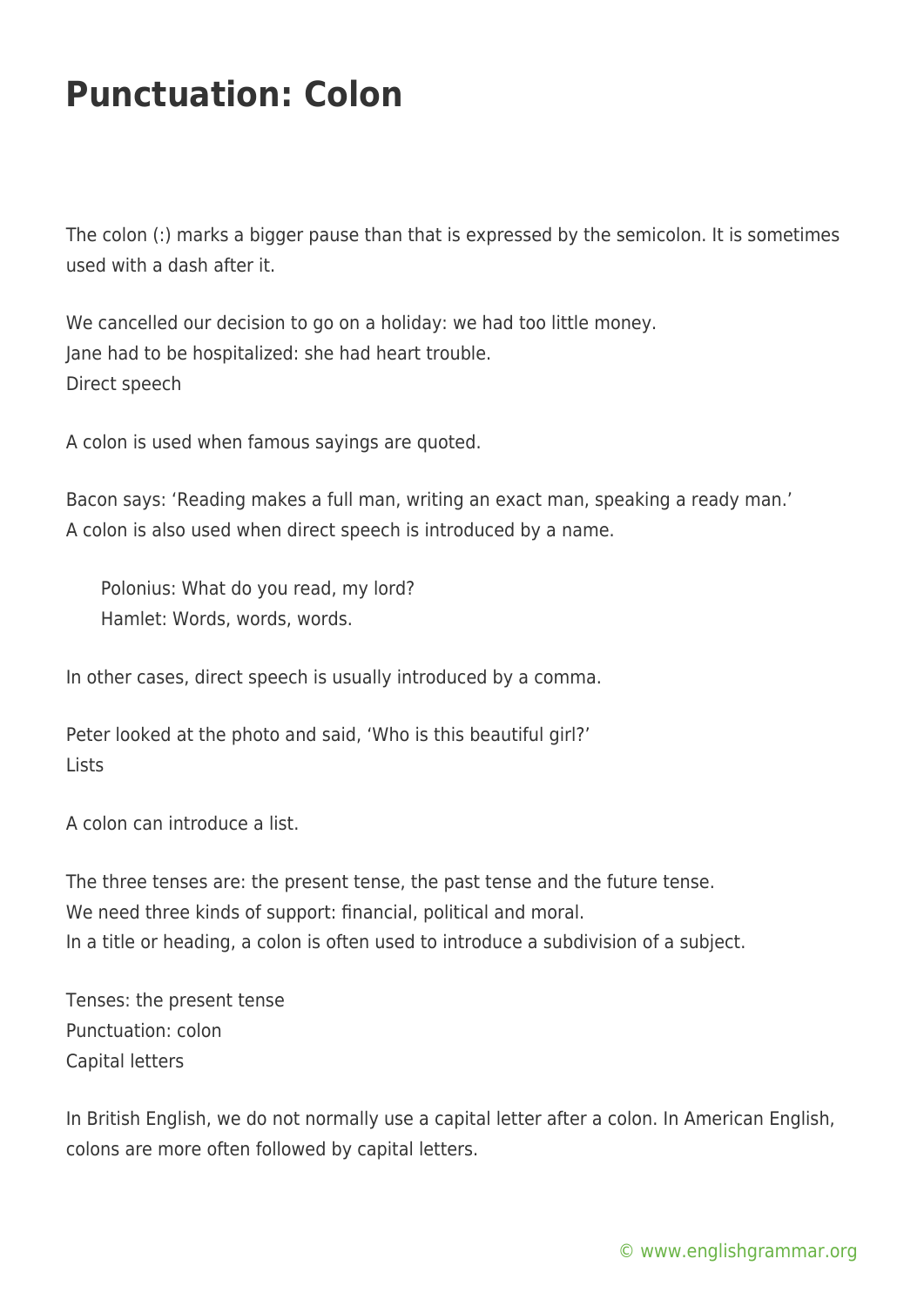# Punctuation: Colon

The colon (:) marks a bigger pause than that is expressed by the semicolon. It is sometimes used with a dash after it.

We cancelled our decision to go on a holiday: we had too little money.
Jane had to be hospitalized: she had heart trouble.

## Direct speech

A colon is used when famous sayings are quoted.

Bacon says: 'Reading makes a full man, writing an exact man, speaking a ready man.'

A colon is also used when direct speech is introduced by a name.

> Polonius: What do you read, my lord?
> Hamlet: Words, words, words.

In other cases, direct speech is usually introduced by a comma.

Peter looked at the photo and said, 'Who is this beautiful girl?'

## Lists

A colon can introduce a list.

The three tenses are: the present tense, the past tense and the future tense.
We need three kinds of support: financial, political and moral.

In a title or heading, a colon is often used to introduce a subdivision of a subject.

Tenses: the present tense
Punctuation: colon

## Capital letters

In British English, we do not normally use a capital letter after a colon. In American English, colons are more often followed by capital letters.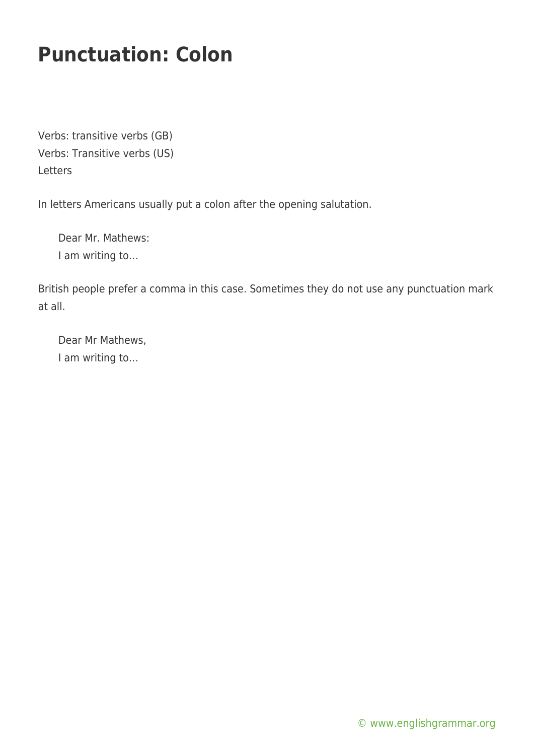# Punctuation: Colon

Verbs: transitive verbs (GB)
Verbs: Transitive verbs (US)
Letters

In letters Americans usually put a colon after the opening salutation.

> Dear Mr. Mathews:
> I am writing to…

British people prefer a comma in this case. Sometimes they do not use any punctuation mark at all.

> Dear Mr Mathews,
> I am writing to…